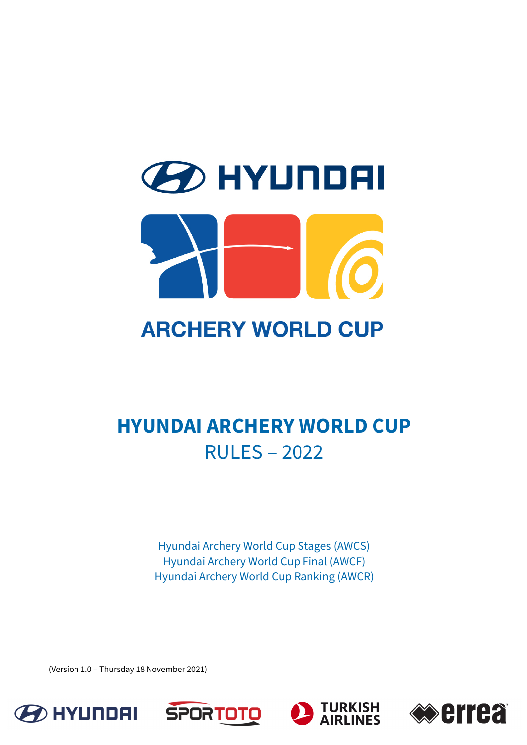# HYUNDAI ARCHERY WORLD CUP

## RULES – 2022

Hyundai Archery World Cup Stages (AWCS)
Hyundai Archery World Cup Final (AWCF)
Hyundai Archery World Cup Ranking (AWCR)

(Version 1.0 – Thursday 18 November 2021)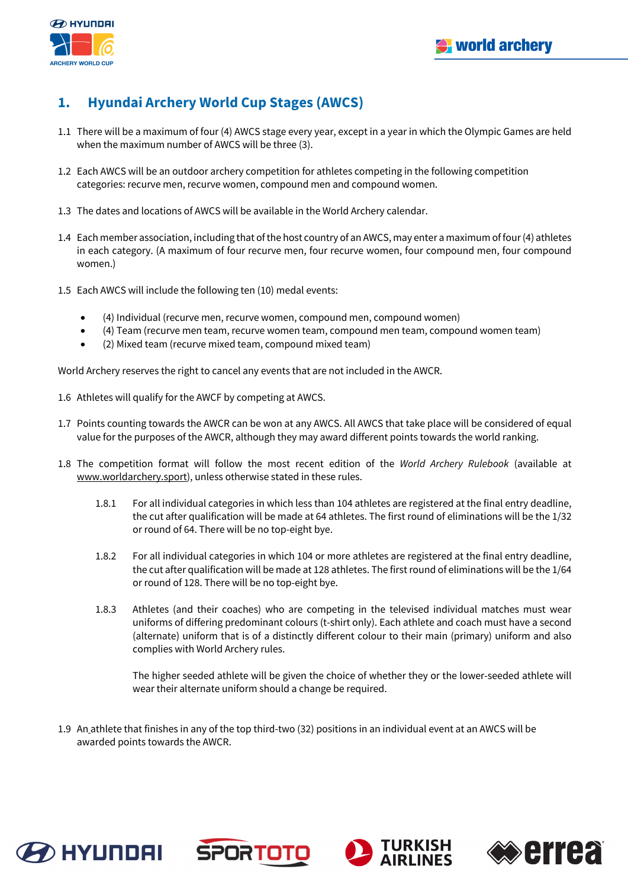## 1. Hyundai Archery World Cup Stages (AWCS)

1.1 There will be a maximum of four (4) AWCS stage every year, except in a year in which the Olympic Games are held when the maximum number of AWCS will be three (3).

1.2 Each AWCS will be an outdoor archery competition for athletes competing in the following competition categories: recurve men, recurve women, compound men and compound women.

1.3 The dates and locations of AWCS will be available in the World Archery calendar.

1.4 Each member association, including that of the host country of an AWCS, may enter a maximum of four (4) athletes in each category. (A maximum of four recurve men, four recurve women, four compound men, four compound women.)

1.5 Each AWCS will include the following ten (10) medal events:

- (4) Individual (recurve men, recurve women, compound men, compound women)
- (4) Team (recurve men team, recurve women team, compound men team, compound women team)
- (2) Mixed team (recurve mixed team, compound mixed team)

World Archery reserves the right to cancel any events that are not included in the AWCR.

1.6 Athletes will qualify for the AWCF by competing at AWCS.

1.7 Points counting towards the AWCR can be won at any AWCS. All AWCS that take place will be considered of equal value for the purposes of the AWCR, although they may award different points towards the world ranking.

1.8 The competition format will follow the most recent edition of the *World Archery Rulebook* (available at www.worldarchery.sport), unless otherwise stated in these rules.

1.8.1 For all individual categories in which less than 104 athletes are registered at the final entry deadline, the cut after qualification will be made at 64 athletes. The first round of eliminations will be the 1/32 or round of 64. There will be no top-eight bye.

1.8.2 For all individual categories in which 104 or more athletes are registered at the final entry deadline, the cut after qualification will be made at 128 athletes. The first round of eliminations will be the 1/64 or round of 128. There will be no top-eight bye.

1.8.3 Athletes (and their coaches) who are competing in the televised individual matches must wear uniforms of differing predominant colours (t-shirt only). Each athlete and coach must have a second (alternate) uniform that is of a distinctly different colour to their main (primary) uniform and also complies with World Archery rules.

The higher seeded athlete will be given the choice of whether they or the lower-seeded athlete will wear their alternate uniform should a change be required.

1.9 An athlete that finishes in any of the top third-two (32) positions in an individual event at an AWCS will be awarded points towards the AWCR.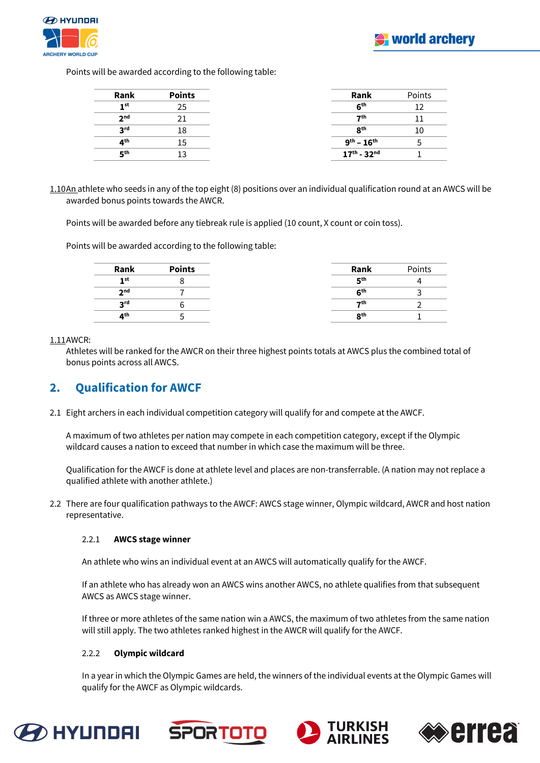Points will be awarded according to the following table:

| Rank | Points |
|---|---|
| 1st | 25 |
| 2nd | 21 |
| 3rd | 18 |
| 4th | 15 |
| 5th | 13 |

| Rank | Points |
|---|---|
| 6th | 12 |
| 7th | 11 |
| 8th | 10 |
| 9th – 16th | 5 |
| 17th - 32nd | 1 |

1.10 An athlete who seeds in any of the top eight (8) positions over an individual qualification round at an AWCS will be awarded bonus points towards the AWCR.

Points will be awarded before any tiebreak rule is applied (10 count, X count or coin toss).

Points will be awarded according to the following table:

| Rank | Points |
|---|---|
| 1st | 8 |
| 2nd | 7 |
| 3rd | 6 |
| 4th | 5 |

| Rank | Points |
|---|---|
| 5th | 4 |
| 6th | 3 |
| 7th | 2 |
| 8th | 1 |

1.11 AWCR:
Athletes will be ranked for the AWCR on their three highest points totals at AWCS plus the combined total of bonus points across all AWCS.

## 2. Qualification for AWCF

2.1 Eight archers in each individual competition category will qualify for and compete at the AWCF.

A maximum of two athletes per nation may compete in each competition category, except if the Olympic wildcard causes a nation to exceed that number in which case the maximum will be three.

Qualification for the AWCF is done at athlete level and places are non-transferrable. (A nation may not replace a qualified athlete with another athlete.)

2.2 There are four qualification pathways to the AWCF: AWCS stage winner, Olympic wildcard, AWCR and host nation representative.

### 2.2.1 AWCS stage winner

An athlete who wins an individual event at an AWCS will automatically qualify for the AWCF.

If an athlete who has already won an AWCS wins another AWCS, no athlete qualifies from that subsequent AWCS as AWCS stage winner.

If three or more athletes of the same nation win a AWCS, the maximum of two athletes from the same nation will still apply. The two athletes ranked highest in the AWCR will qualify for the AWCF.

### 2.2.2 Olympic wildcard

In a year in which the Olympic Games are held, the winners of the individual events at the Olympic Games will qualify for the AWCF as Olympic wildcards.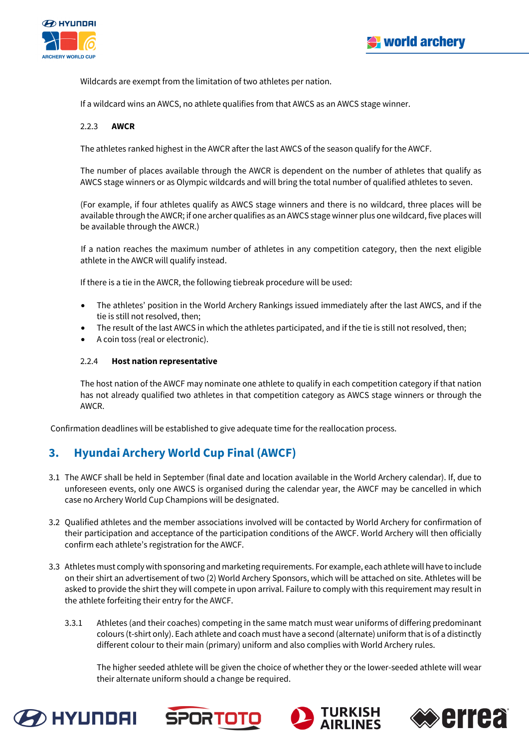Wildcards are exempt from the limitation of two athletes per nation.

If a wildcard wins an AWCS, no athlete qualifies from that AWCS as an AWCS stage winner.

#### 2.2.3 AWCR

The athletes ranked highest in the AWCR after the last AWCS of the season qualify for the AWCF.

The number of places available through the AWCR is dependent on the number of athletes that qualify as AWCS stage winners or as Olympic wildcards and will bring the total number of qualified athletes to seven.

(For example, if four athletes qualify as AWCS stage winners and there is no wildcard, three places will be available through the AWCR; if one archer qualifies as an AWCS stage winner plus one wildcard, five places will be available through the AWCR.)

If a nation reaches the maximum number of athletes in any competition category, then the next eligible athlete in the AWCR will qualify instead.

If there is a tie in the AWCR, the following tiebreak procedure will be used:

- The athletes' position in the World Archery Rankings issued immediately after the last AWCS, and if the tie is still not resolved, then;
- The result of the last AWCS in which the athletes participated, and if the tie is still not resolved, then;
- A coin toss (real or electronic).

#### 2.2.4 Host nation representative

The host nation of the AWCF may nominate one athlete to qualify in each competition category if that nation has not already qualified two athletes in that competition category as AWCS stage winners or through the AWCR.

Confirmation deadlines will be established to give adequate time for the reallocation process.

## 3. Hyundai Archery World Cup Final (AWCF)

3.1 The AWCF shall be held in September (final date and location available in the World Archery calendar). If, due to unforeseen events, only one AWCS is organised during the calendar year, the AWCF may be cancelled in which case no Archery World Cup Champions will be designated.

3.2 Qualified athletes and the member associations involved will be contacted by World Archery for confirmation of their participation and acceptance of the participation conditions of the AWCF. World Archery will then officially confirm each athlete's registration for the AWCF.

3.3 Athletes must comply with sponsoring and marketing requirements. For example, each athlete will have to include on their shirt an advertisement of two (2) World Archery Sponsors, which will be attached on site. Athletes will be asked to provide the shirt they will compete in upon arrival. Failure to comply with this requirement may result in the athlete forfeiting their entry for the AWCF.

3.3.1 Athletes (and their coaches) competing in the same match must wear uniforms of differing predominant colours (t-shirt only). Each athlete and coach must have a second (alternate) uniform that is of a distinctly different colour to their main (primary) uniform and also complies with World Archery rules.

The higher seeded athlete will be given the choice of whether they or the lower-seeded athlete will wear their alternate uniform should a change be required.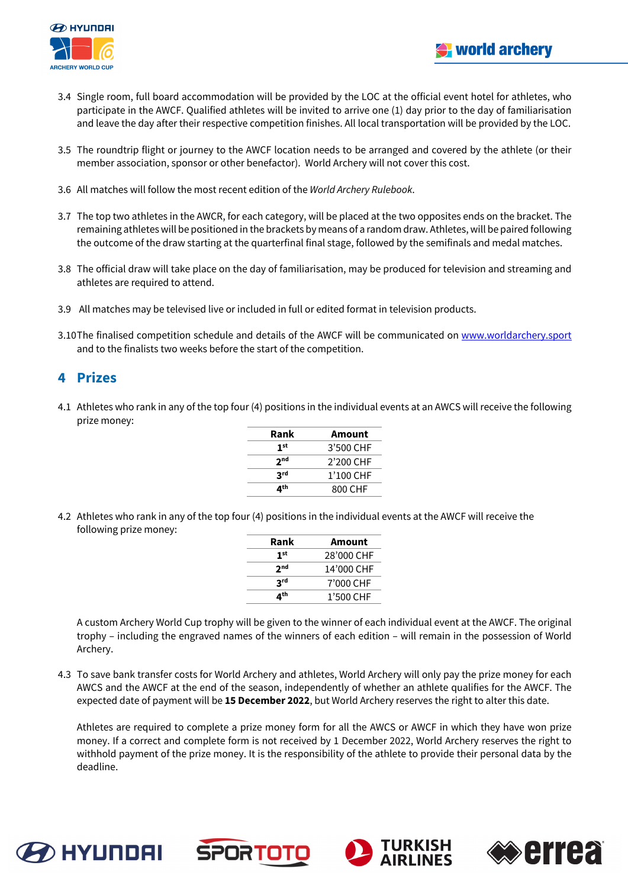3.4 Single room, full board accommodation will be provided by the LOC at the official event hotel for athletes, who participate in the AWCF. Qualified athletes will be invited to arrive one (1) day prior to the day of familiarisation and leave the day after their respective competition finishes. All local transportation will be provided by the LOC.

3.5 The roundtrip flight or journey to the AWCF location needs to be arranged and covered by the athlete (or their member association, sponsor or other benefactor). World Archery will not cover this cost.

3.6 All matches will follow the most recent edition of the *World Archery Rulebook*.

3.7 The top two athletes in the AWCR, for each category, will be placed at the two opposites ends on the bracket. The remaining athletes will be positioned in the brackets by means of a random draw. Athletes, will be paired following the outcome of the draw starting at the quarterfinal final stage, followed by the semifinals and medal matches.

3.8 The official draw will take place on the day of familiarisation, may be produced for television and streaming and athletes are required to attend.

3.9 All matches may be televised live or included in full or edited format in television products.

3.10 The finalised competition schedule and details of the AWCF will be communicated on [www.worldarchery.sport](http://www.worldarchery.sport) and to the finalists two weeks before the start of the competition.

## 4 Prizes

4.1 Athletes who rank in any of the top four (4) positions in the individual events at an AWCS will receive the following prize money:

| Rank | Amount |
|---|---|
| **1st** | 3'500 CHF |
| **2nd** | 2'200 CHF |
| **3rd** | 1'100 CHF |
| **4th** | 800 CHF |

4.2 Athletes who rank in any of the top four (4) positions in the individual events at the AWCF will receive the following prize money:

| Rank | Amount |
|---|---|
| **1st** | 28'000 CHF |
| **2nd** | 14'000 CHF |
| **3rd** | 7'000 CHF |
| **4th** | 1'500 CHF |

A custom Archery World Cup trophy will be given to the winner of each individual event at the AWCF. The original trophy – including the engraved names of the winners of each edition – will remain in the possession of World Archery.

4.3 To save bank transfer costs for World Archery and athletes, World Archery will only pay the prize money for each AWCS and the AWCF at the end of the season, independently of whether an athlete qualifies for the AWCF. The expected date of payment will be **15 December 2022**, but World Archery reserves the right to alter this date.

Athletes are required to complete a prize money form for all the AWCS or AWCF in which they have won prize money. If a correct and complete form is not received by 1 December 2022, World Archery reserves the right to withhold payment of the prize money. It is the responsibility of the athlete to provide their personal data by the deadline.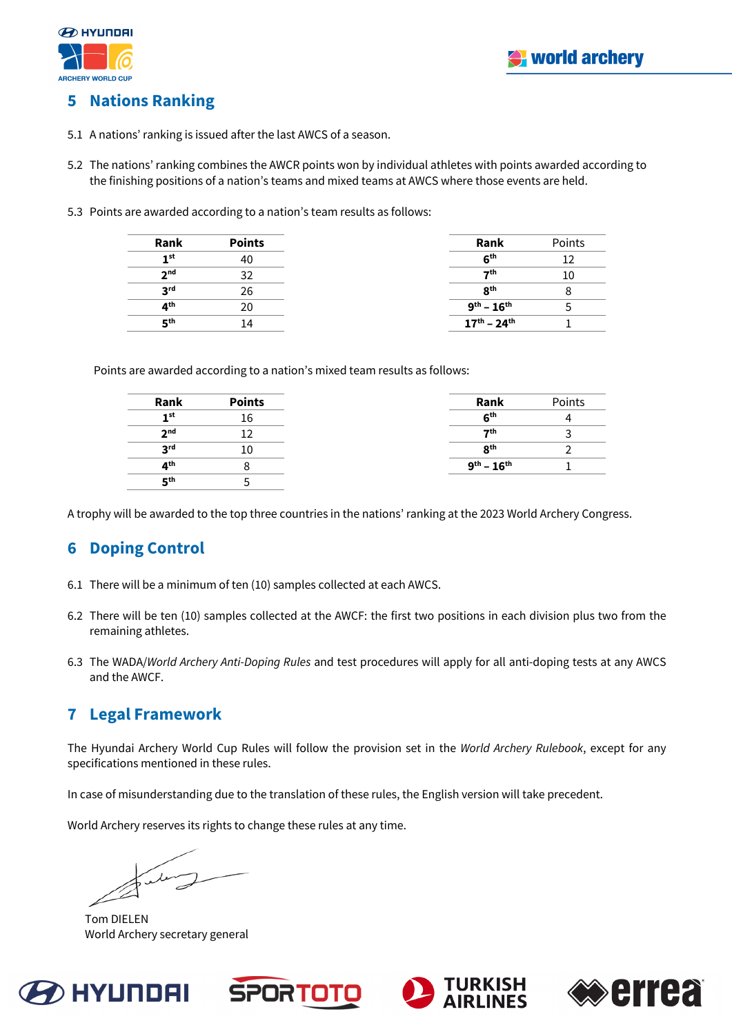## 5 Nations Ranking

5.1 A nations' ranking is issued after the last AWCS of a season.

5.2 The nations' ranking combines the AWCR points won by individual athletes with points awarded according to the finishing positions of a nation's teams and mixed teams at AWCS where those events are held.

5.3 Points are awarded according to a nation's team results as follows:

| Rank | Points |
|---|---|
| **1st** | 40 |
| **2nd** | 32 |
| **3rd** | 26 |
| **4th** | 20 |
| **5th** | 14 |

| Rank | Points |
|---|---|
| **6th** | 12 |
| **7th** | 10 |
| **8th** | 8 |
| **9th – 16th** | 5 |
| **17th – 24th** | 1 |

Points are awarded according to a nation's mixed team results as follows:

| Rank | Points |
|---|---|
| **1st** | 16 |
| **2nd** | 12 |
| **3rd** | 10 |
| **4th** | 8 |
| **5th** | 5 |

| Rank | Points |
|---|---|
| **6th** | 4 |
| **7th** | 3 |
| **8th** | 2 |
| **9th – 16th** | 1 |

A trophy will be awarded to the top three countries in the nations' ranking at the 2023 World Archery Congress.

## 6 Doping Control

6.1 There will be a minimum of ten (10) samples collected at each AWCS.

6.2 There will be ten (10) samples collected at the AWCF: the first two positions in each division plus two from the remaining athletes.

6.3 The WADA/*World Archery Anti-Doping Rules* and test procedures will apply for all anti-doping tests at any AWCS and the AWCF.

## 7 Legal Framework

The Hyundai Archery World Cup Rules will follow the provision set in the *World Archery Rulebook*, except for any specifications mentioned in these rules.

In case of misunderstanding due to the translation of these rules, the English version will take precedent.

World Archery reserves its rights to change these rules at any time.

Tom DIELEN
World Archery secretary general